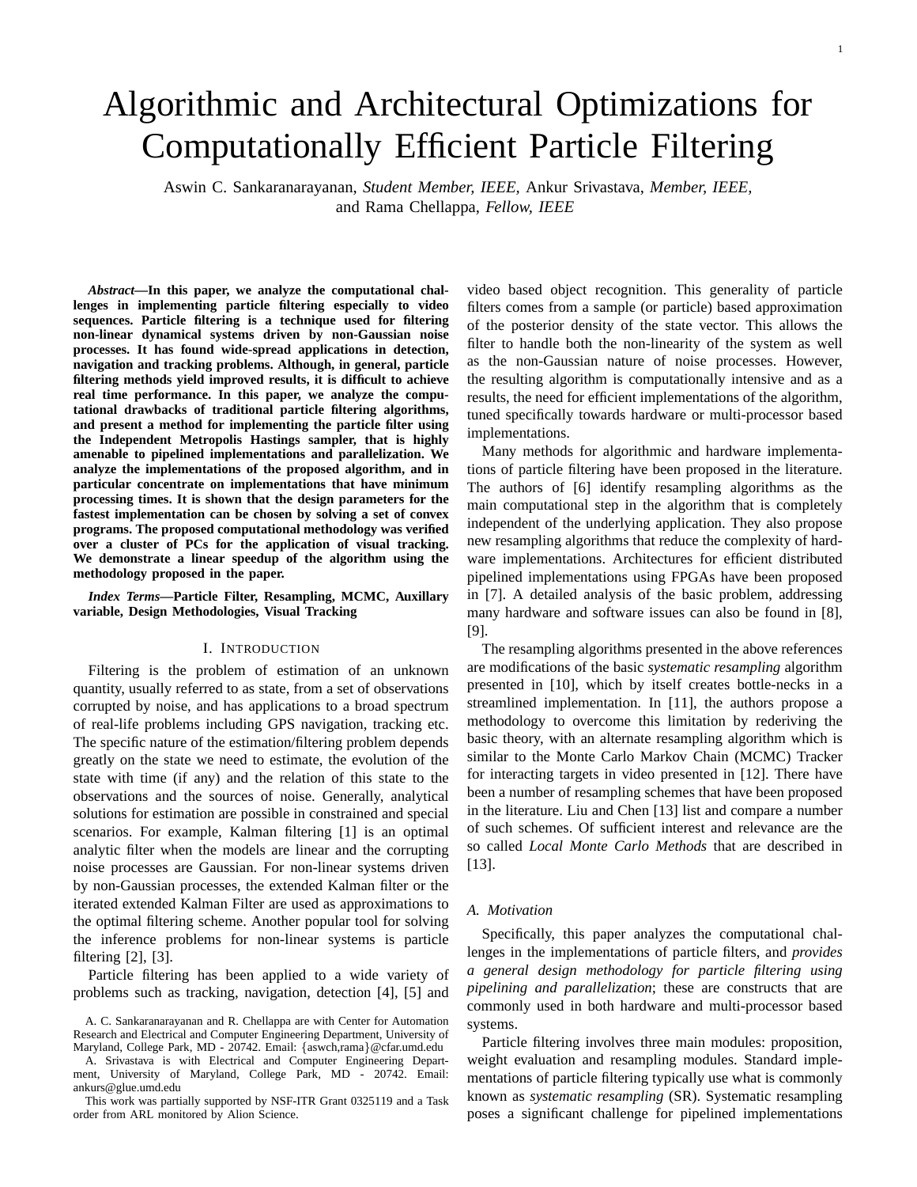# Algorithmic and Architectural Optimizations for Computationally Efficient Particle Filtering

Aswin C. Sankaranarayanan, *Student Member, IEEE,* Ankur Srivastava, *Member, IEEE,* and Rama Chellappa, *Fellow, IEEE*

***Abstract*—In this paper, we analyze the computational challenges in implementing particle filtering especially to video sequences. Particle filtering is a technique used for filtering non-linear dynamical systems driven by non-Gaussian noise processes. It has found wide-spread applications in detection, navigation and tracking problems. Although, in general, particle filtering methods yield improved results, it is difficult to achieve real time performance. In this paper, we analyze the computational drawbacks of traditional particle filtering algorithms, and present a method for implementing the particle filter using the Independent Metropolis Hastings sampler, that is highly amenable to pipelined implementations and parallelization. We analyze the implementations of the proposed algorithm, and in particular concentrate on implementations that have minimum processing times. It is shown that the design parameters for the fastest implementation can be chosen by solving a set of convex programs. The proposed computational methodology was verified over a cluster of PCs for the application of visual tracking. We demonstrate a linear speedup of the algorithm using the methodology proposed in the paper.**

***Index Terms*—Particle Filter, Resampling, MCMC, Auxillary variable, Design Methodologies, Visual Tracking**

## I. Introduction

Filtering is the problem of estimation of an unknown quantity, usually referred to as state, from a set of observations corrupted by noise, and has applications to a broad spectrum of real-life problems including GPS navigation, tracking etc. The specific nature of the estimation/filtering problem depends greatly on the state we need to estimate, the evolution of the state with time (if any) and the relation of this state to the observations and the sources of noise. Generally, analytical solutions for estimation are possible in constrained and special scenarios. For example, Kalman filtering [1] is an optimal analytic filter when the models are linear and the corrupting noise processes are Gaussian. For non-linear systems driven by non-Gaussian processes, the extended Kalman filter or the iterated extended Kalman Filter are used as approximations to the optimal filtering scheme. Another popular tool for solving the inference problems for non-linear systems is particle filtering [2], [3].

Particle filtering has been applied to a wide variety of problems such as tracking, navigation, detection [4], [5] and video based object recognition. This generality of particle filters comes from a sample (or particle) based approximation of the posterior density of the state vector. This allows the filter to handle both the non-linearity of the system as well as the non-Gaussian nature of noise processes. However, the resulting algorithm is computationally intensive and as a results, the need for efficient implementations of the algorithm, tuned specifically towards hardware or multi-processor based implementations.

Many methods for algorithmic and hardware implementations of particle filtering have been proposed in the literature. The authors of [6] identify resampling algorithms as the main computational step in the algorithm that is completely independent of the underlying application. They also propose new resampling algorithms that reduce the complexity of hardware implementations. Architectures for efficient distributed pipelined implementations using FPGAs have been proposed in [7]. A detailed analysis of the basic problem, addressing many hardware and software issues can also be found in [8], [9].

The resampling algorithms presented in the above references are modifications of the basic *systematic resampling* algorithm presented in [10], which by itself creates bottle-necks in a streamlined implementation. In [11], the authors propose a methodology to overcome this limitation by rederiving the basic theory, with an alternate resampling algorithm which is similar to the Monte Carlo Markov Chain (MCMC) Tracker for interacting targets in video presented in [12]. There have been a number of resampling schemes that have been proposed in the literature. Liu and Chen [13] list and compare a number of such schemes. Of sufficient interest and relevance are the so called *Local Monte Carlo Methods* that are described in [13].

### A. Motivation

Specifically, this paper analyzes the computational challenges in the implementations of particle filters, and *provides a general design methodology for particle filtering using pipelining and parallelization*; these are constructs that are commonly used in both hardware and multi-processor based systems.

Particle filtering involves three main modules: proposition, weight evaluation and resampling modules. Standard implementations of particle filtering typically use what is commonly known as *systematic resampling* (SR). Systematic resampling poses a significant challenge for pipelined implementations

A. C. Sankaranarayanan and R. Chellappa are with Center for Automation Research and Electrical and Computer Engineering Department, University of Maryland, College Park, MD - 20742. Email: {aswch,rama}@cfar.umd.edu

A. Srivastava is with Electrical and Computer Engineering Department, University of Maryland, College Park, MD - 20742. Email: ankurs@glue.umd.edu

This work was partially supported by NSF-ITR Grant 0325119 and a Task order from ARL monitored by Alion Science.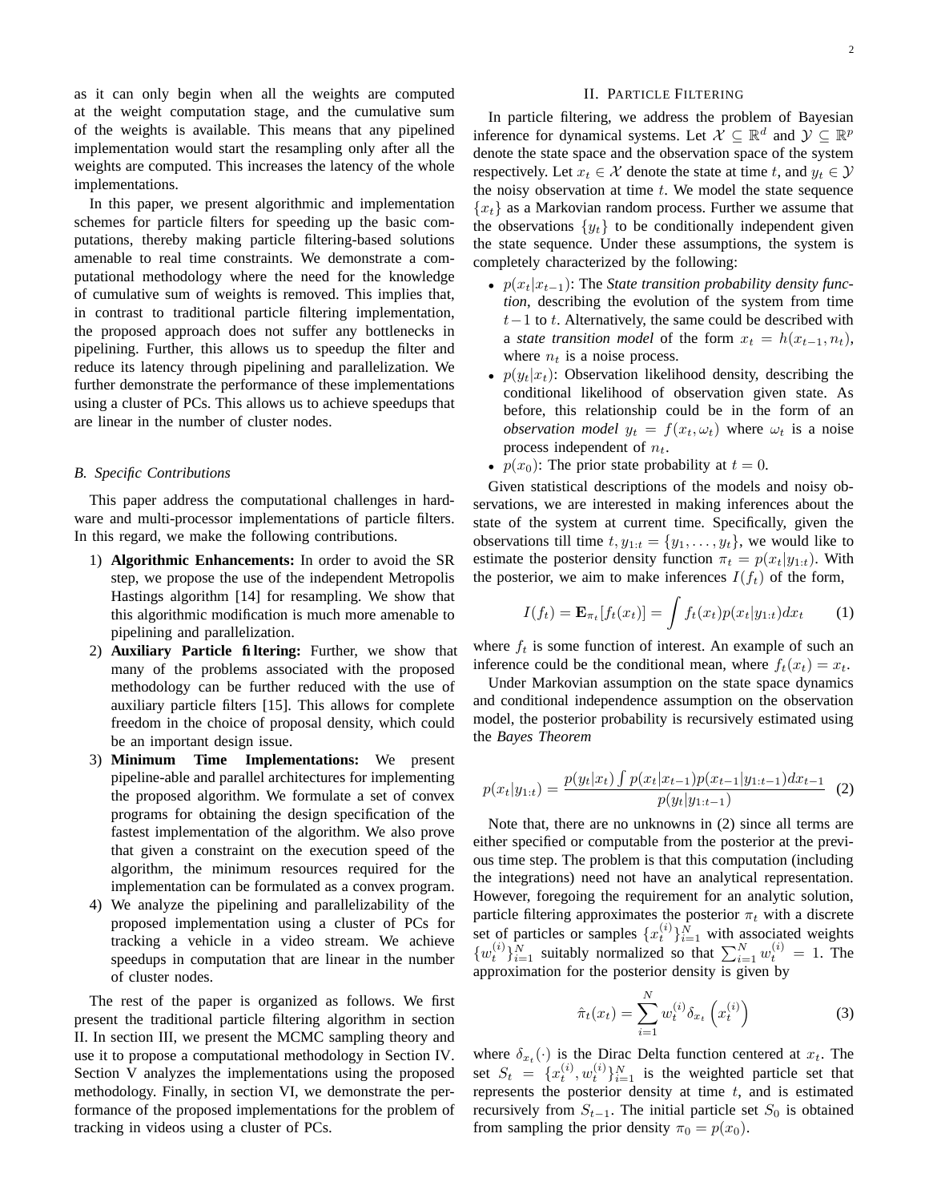as it can only begin when all the weights are computed at the weight computation stage, and the cumulative sum of the weights is available. This means that any pipelined implementation would start the resampling only after all the weights are computed. This increases the latency of the whole implementations.

In this paper, we present algorithmic and implementation schemes for particle filters for speeding up the basic computations, thereby making particle filtering-based solutions amenable to real time constraints. We demonstrate a computational methodology where the need for the knowledge of cumulative sum of weights is removed. This implies that, in contrast to traditional particle filtering implementation, the proposed approach does not suffer any bottlenecks in pipelining. Further, this allows us to speedup the filter and reduce its latency through pipelining and parallelization. We further demonstrate the performance of these implementations using a cluster of PCs. This allows us to achieve speedups that are linear in the number of cluster nodes.

### B. Specific Contributions

This paper address the computational challenges in hardware and multi-processor implementations of particle filters. In this regard, we make the following contributions.

1) **Algorithmic Enhancements:** In order to avoid the SR step, we propose the use of the independent Metropolis Hastings algorithm [14] for resampling. We show that this algorithmic modification is much more amenable to pipelining and parallelization.
2) **Auxiliary Particle filtering:** Further, we show that many of the problems associated with the proposed methodology can be further reduced with the use of auxiliary particle filters [15]. This allows for complete freedom in the choice of proposal density, which could be an important design issue.
3) **Minimum Time Implementations:** We present pipeline-able and parallel architectures for implementing the proposed algorithm. We formulate a set of convex programs for obtaining the design specification of the fastest implementation of the algorithm. We also prove that given a constraint on the execution speed of the algorithm, the minimum resources required for the implementation can be formulated as a convex program.
4) We analyze the pipelining and parallelizability of the proposed implementation using a cluster of PCs for tracking a vehicle in a video stream. We achieve speedups in computation that are linear in the number of cluster nodes.

The rest of the paper is organized as follows. We first present the traditional particle filtering algorithm in section II. In section III, we present the MCMC sampling theory and use it to propose a computational methodology in Section IV. Section V analyzes the implementations using the proposed methodology. Finally, in section VI, we demonstrate the performance of the proposed implementations for the problem of tracking in videos using a cluster of PCs.

## II. Particle Filtering

In particle filtering, we address the problem of Bayesian inference for dynamical systems. Let $\mathcal{X} \subseteq \mathbb{R}^d$ and $\mathcal{Y} \subseteq \mathbb{R}^p$ denote the state space and the observation space of the system respectively. Let $x_t \in \mathcal{X}$ denote the state at time $t$, and $y_t \in \mathcal{Y}$ the noisy observation at time $t$. We model the state sequence $\{x_t\}$ as a Markovian random process. Further we assume that the observations $\{y_t\}$ to be conditionally independent given the state sequence. Under these assumptions, the system is completely characterized by the following:

- $p(x_t|x_{t-1})$: The *State transition probability density function*, describing the evolution of the system from time $t-1$ to $t$. Alternatively, the same could be described with a *state transition model* of the form $x_t = h(x_{t-1}, n_t)$, where $n_t$ is a noise process.
- $p(y_t|x_t)$: Observation likelihood density, describing the conditional likelihood of observation given state. As before, this relationship could be in the form of an *observation model* $y_t = f(x_t, \omega_t)$ where $\omega_t$ is a noise process independent of $n_t$.
- $p(x_0)$: The prior state probability at $t = 0$.

Given statistical descriptions of the models and noisy observations, we are interested in making inferences about the state of the system at current time. Specifically, given the observations till time $t, y_{1:t} = \{y_1, \ldots, y_t\}$, we would like to estimate the posterior density function $\pi_t = p(x_t|y_{1:t})$. With the posterior, we aim to make inferences $I(f_t)$ of the form,

$$I(f_t) = \mathbf{E}_{\pi_t}[f_t(x_t)] = \int f_t(x_t) p(x_t|y_{1:t}) dx_t \qquad (1)$$

where $f_t$ is some function of interest. An example of such an inference could be the conditional mean, where $f_t(x_t) = x_t$.

Under Markovian assumption on the state space dynamics and conditional independence assumption on the observation model, the posterior probability is recursively estimated using the *Bayes Theorem*

$$p(x_t|y_{1:t}) = \frac{p(y_t|x_t) \int p(x_t|x_{t-1}) p(x_{t-1}|y_{1:t-1}) dx_{t-1}}{p(y_t|y_{1:t-1})} \qquad (2)$$

Note that, there are no unknowns in (2) since all terms are either specified or computable from the posterior at the previous time step. The problem is that this computation (including the integrations) need not have an analytical representation. However, foregoing the requirement for an analytic solution, particle filtering approximates the posterior $\pi_t$ with a discrete set of particles or samples $\{x_t^{(i)}\}_{i=1}^N$ with associated weights $\{w_t^{(i)}\}_{i=1}^N$ suitably normalized so that $\sum_{i=1}^N w_t^{(i)} = 1$. The approximation for the posterior density is given by

$$\hat{\pi}_t(x_t) = \sum_{i=1}^{N} w_t^{(i)} \delta_{x_t}\left(x_t^{(i)}\right) \qquad (3)$$

where $\delta_{x_t}(\cdot)$ is the Dirac Delta function centered at $x_t$. The set $S_t = \{x_t^{(i)}, w_t^{(i)}\}_{i=1}^N$ is the weighted particle set that represents the posterior density at time $t$, and is estimated recursively from $S_{t-1}$. The initial particle set $S_0$ is obtained from sampling the prior density $\pi_0 = p(x_0)$.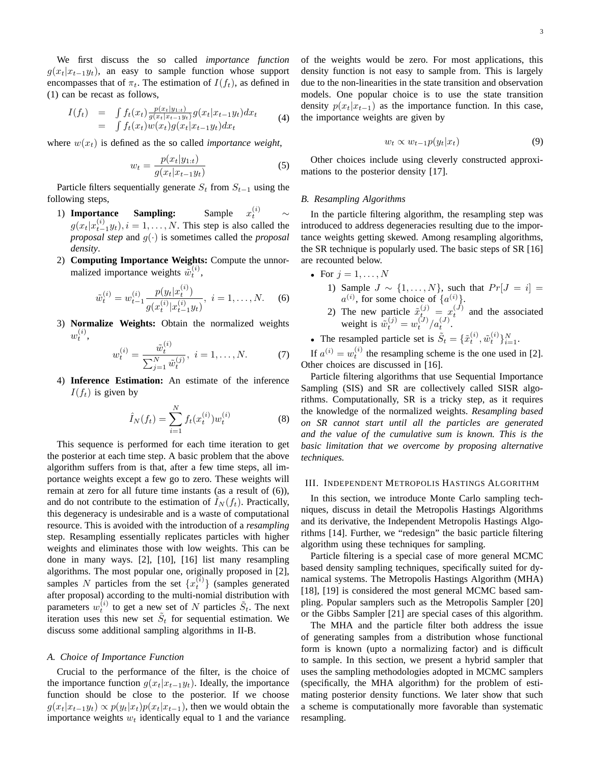We first discuss the so called *importance function* $g(x_t|x_{t-1}y_t)$, an easy to sample function whose support encompasses that of $\pi_t$. The estimation of $I(f_t)$, as defined in (1) can be recast as follows,

$$\begin{aligned} I(f_t) &= \int f_t(x_t) \frac{p(x_t|y_{1:t})}{g(x_t|x_{t-1}y_t)} g(x_t|x_{t-1}y_t) dx_t \\ &= \int f_t(x_t) w(x_t) g(x_t|x_{t-1}y_t) dx_t \end{aligned} \tag{4}$$

where $w(x_t)$ is defined as the so called *importance weight*,

$$w_t = \frac{p(x_t|y_{1:t})}{g(x_t|x_{t-1}y_t)} \tag{5}$$

Particle filters sequentially generate $S_t$ from $S_{t-1}$ using the following steps,

1) **Importance Sampling:** Sample $x_t^{(i)} \sim g(x_t|x_{t-1}^{(i)}y_t), i = 1, \ldots, N$. This step is also called the *proposal step* and $g(\cdot)$ is sometimes called the *proposal density*.
2) **Computing Importance Weights:** Compute the unnormalized importance weights $\tilde{w}_t^{(i)}$,

$$\tilde{w}_t^{(i)} = w_{t-1}^{(i)} \frac{p(y_t|x_t^{(i)})}{g(x_t^{(i)}|x_{t-1}^{(i)}y_t)}, \; i = 1, \ldots, N. \tag{6}$$

3) **Normalize Weights:** Obtain the normalized weights $w_t^{(i)}$,

$$w_t^{(i)} = \frac{\tilde{w}_t^{(i)}}{\sum_{j=1}^N \tilde{w}_t^{(j)}}, \; i = 1, \ldots, N. \tag{7}$$

4) **Inference Estimation:** An estimate of the inference $I(f_t)$ is given by

$$\hat{I}_N(f_t) = \sum_{i=1}^N f_t(x_t^{(i)}) w_t^{(i)} \tag{8}$$

This sequence is performed for each time iteration to get the posterior at each time step. A basic problem that the above algorithm suffers from is that, after a few time steps, all importance weights except a few go to zero. These weights will remain at zero for all future time instants (as a result of (6)), and do not contribute to the estimation of $\hat{I}_N(f_t)$. Practically, this degeneracy is undesirable and is a waste of computational resource. This is avoided with the introduction of a *resampling* step. Resampling essentially replicates particles with higher weights and eliminates those with low weights. This can be done in many ways. [2], [10], [16] list many resampling algorithms. The most popular one, originally proposed in [2], samples $N$ particles from the set $\{x_t^{(i)}\}$ (samples generated after proposal) according to the multi-nomial distribution with parameters $w_t^{(i)}$ to get a new set of $N$ particles $\tilde{S}_t$. The next iteration uses this new set $\tilde{S}_t$ for sequential estimation. We discuss some additional sampling algorithms in II-B.

### A. Choice of Importance Function

Crucial to the performance of the filter, is the choice of the importance function $g(x_t|x_{t-1}y_t)$. Ideally, the importance function should be close to the posterior. If we choose $g(x_t|x_{t-1}y_t) \propto p(y_t|x_t)p(x_t|x_{t-1})$, then we would obtain the importance weights $w_t$ identically equal to 1 and the variance of the weights would be zero. For most applications, this density function is not easy to sample from. This is largely due to the non-linearities in the state transition and observation models. One popular choice is to use the state transition density $p(x_t|x_{t-1})$ as the importance function. In this case, the importance weights are given by

$$w_t \propto w_{t-1} p(y_t|x_t) \tag{9}$$

Other choices include using cleverly constructed approximations to the posterior density [17].

### B. Resampling Algorithms

In the particle filtering algorithm, the resampling step was introduced to address degeneracies resulting due to the importance weights getting skewed. Among resampling algorithms, the SR technique is popularly used. The basic steps of SR [16] are recounted below.

- For $j = 1, \ldots, N$
  1) Sample $J \sim \{1, \ldots, N\}$, such that $Pr[J = i] = a^{(i)}$, for some choice of $\{a^{(i)}\}$.
  2) The new particle $\tilde{x}_t^{(j)} = x_t^{(J)}$ and the associated weight is $\tilde{w}_t^{(j)} = w_t^{(J)}/a_t^{(J)}$.
- The resampled particle set is $\tilde{S}_t = \{\tilde{x}_t^{(i)}, \tilde{w}_t^{(i)}\}_{i=1}^N$.

If $a^{(i)} = w_t^{(i)}$ the resampling scheme is the one used in [2]. Other choices are discussed in [16].

Particle filtering algorithms that use Sequential Importance Sampling (SIS) and SR are collectively called SISR algorithms. Computationally, SR is a tricky step, as it requires the knowledge of the normalized weights. *Resampling based on SR cannot start until all the particles are generated and the value of the cumulative sum is known. This is the basic limitation that we overcome by proposing alternative techniques.*

## III. Independent Metropolis Hastings Algorithm

In this section, we introduce Monte Carlo sampling techniques, discuss in detail the Metropolis Hastings Algorithms and its derivative, the Independent Metropolis Hastings Algorithms [14]. Further, we "redesign" the basic particle filtering algorithm using these techniques for sampling.

Particle filtering is a special case of more general MCMC based density sampling techniques, specifically suited for dynamical systems. The Metropolis Hastings Algorithm (MHA) [18], [19] is considered the most general MCMC based sampling. Popular samplers such as the Metropolis Sampler [20] or the Gibbs Sampler [21] are special cases of this algorithm.

The MHA and the particle filter both address the issue of generating samples from a distribution whose functional form is known (upto a normalizing factor) and is difficult to sample. In this section, we present a hybrid sampler that uses the sampling methodologies adopted in MCMC samplers (specifically, the MHA algorithm) for the problem of estimating posterior density functions. We later show that such a scheme is computationally more favorable than systematic resampling.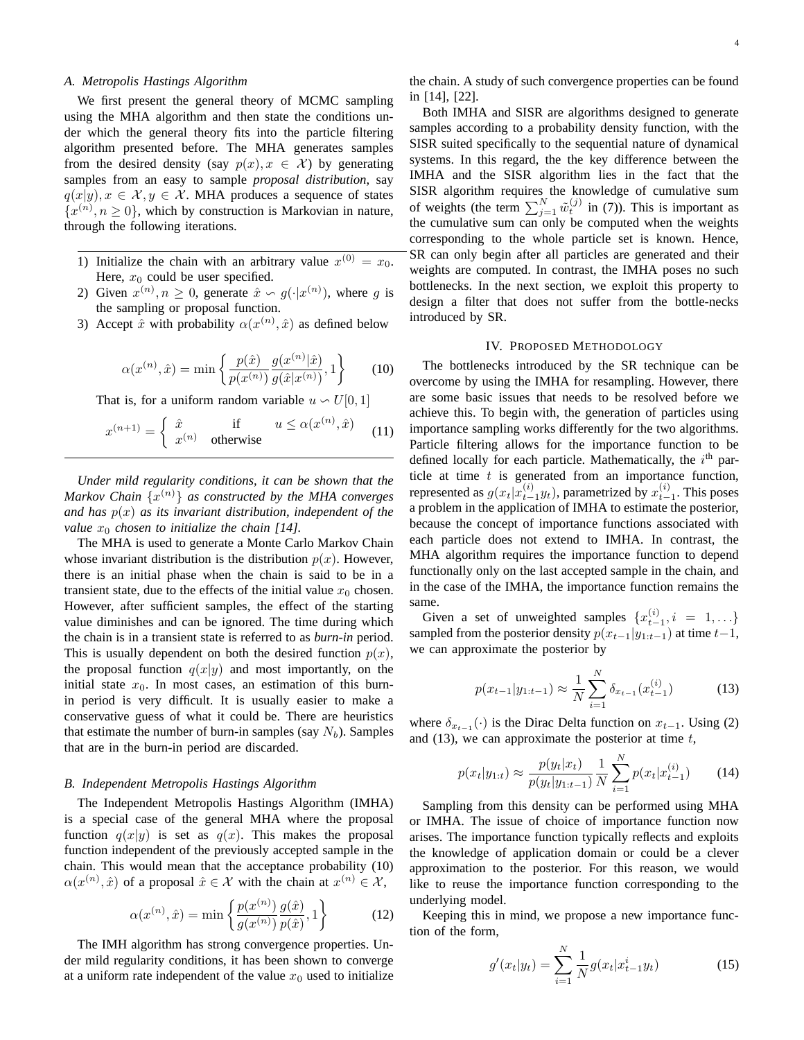### A. Metropolis Hastings Algorithm

We first present the general theory of MCMC sampling using the MHA algorithm and then state the conditions under which the general theory fits into the particle filtering algorithm presented before. The MHA generates samples from the desired density (say $p(x), x \in \mathcal{X}$) by generating samples from an easy to sample *proposal distribution*, say $q(x|y), x \in \mathcal{X}, y \in \mathcal{X}$. MHA produces a sequence of states $\{x^{(n)}, n \geq 0\}$, which by construction is Markovian in nature, through the following iterations.

---

1) Initialize the chain with an arbitrary value $x^{(0)} = x_0$. Here, $x_0$ could be user specified.
2) Given $x^{(n)}, n \geq 0$, generate $\hat{x} \backsim g(\cdot|x^{(n)})$, where $g$ is the sampling or proposal function.
3) Accept $\hat{x}$ with probability $\alpha(x^{(n)}, \hat{x})$ as defined below

$$\alpha(x^{(n)}, \hat{x}) = \min\left\{\frac{p(\hat{x})}{p(x^{(n)})}\frac{g(x^{(n)}|\hat{x})}{g(\hat{x}|x^{(n)})}, 1\right\} \qquad (10)$$

That is, for a uniform random variable $u \backsim U[0,1]$

$$x^{(n+1)} = \begin{cases} \hat{x} & \text{if} \quad u \leq \alpha(x^{(n)}, \hat{x}) \\ x^{(n)} & \text{otherwise} \end{cases} \qquad (11)$$

---

*Under mild regularity conditions, it can be shown that the Markov Chain $\{x^{(n)}\}$ as constructed by the MHA converges and has $p(x)$ as its invariant distribution, independent of the value $x_0$ chosen to initialize the chain [14].*

The MHA is used to generate a Monte Carlo Markov Chain whose invariant distribution is the distribution $p(x)$. However, there is an initial phase when the chain is said to be in a transient state, due to the effects of the initial value $x_0$ chosen. However, after sufficient samples, the effect of the starting value diminishes and can be ignored. The time during which the chain is in a transient state is referred to as *burn-in* period. This is usually dependent on both the desired function $p(x)$, the proposal function $q(x|y)$ and most importantly, on the initial state $x_0$. In most cases, an estimation of this burn-in period is very difficult. It is usually easier to make a conservative guess of what it could be. There are heuristics that estimate the number of burn-in samples (say $N_b$). Samples that are in the burn-in period are discarded.

### B. Independent Metropolis Hastings Algorithm

The Independent Metropolis Hastings Algorithm (IMHA) is a special case of the general MHA where the proposal function $q(x|y)$ is set as $q(x)$. This makes the proposal function independent of the previously accepted sample in the chain. This would mean that the acceptance probability (10) $\alpha(x^{(n)}, \hat{x})$ of a proposal $\hat{x} \in \mathcal{X}$ with the chain at $x^{(n)} \in \mathcal{X}$,

$$\alpha(x^{(n)}, \hat{x}) = \min\left\{\frac{p(x^{(n)})}{g(x^{(n)})}\frac{g(\hat{x})}{p(\hat{x})}, 1\right\} \qquad (12)$$

The IMH algorithm has strong convergence properties. Under mild regularity conditions, it has been shown to converge at a uniform rate independent of the value $x_0$ used to initialize the chain. A study of such convergence properties can be found in [14], [22].

Both IMHA and SISR are algorithms designed to generate samples according to a probability density function, with the SISR suited specifically to the sequential nature of dynamical systems. In this regard, the the key difference between the IMHA and the SISR algorithm lies in the fact that the SISR algorithm requires the knowledge of cumulative sum of weights (the term $\sum_{j=1}^{N} \tilde{w}_t^{(j)}$ in (7)). This is important as the cumulative sum can only be computed when the weights corresponding to the whole particle set is known. Hence, SR can only begin after all particles are generated and their weights are computed. In contrast, the IMHA poses no such bottlenecks. In the next section, we exploit this property to design a filter that does not suffer from the bottle-necks introduced by SR.

## IV. Proposed Methodology

The bottlenecks introduced by the SR technique can be overcome by using the IMHA for resampling. However, there are some basic issues that needs to be resolved before we achieve this. To begin with, the generation of particles using importance sampling works differently for the two algorithms. Particle filtering allows for the importance function to be defined locally for each particle. Mathematically, the $i^{\text{th}}$ particle at time $t$ is generated from an importance function, represented as $g(x_t|x_{t-1}^{(i)}y_t)$, parametrized by $x_{t-1}^{(i)}$. This poses a problem in the application of IMHA to estimate the posterior, because the concept of importance functions associated with each particle does not extend to IMHA. In contrast, the MHA algorithm requires the importance function to depend functionally only on the last accepted sample in the chain, and in the case of the IMHA, the importance function remains the same.

Given a set of unweighted samples $\{x_{t-1}^{(i)}, i = 1, \ldots\}$ sampled from the posterior density $p(x_{t-1}|y_{1:t-1})$ at time $t-1$, we can approximate the posterior by

$$p(x_{t-1}|y_{1:t-1}) \approx \frac{1}{N}\sum_{i=1}^{N} \delta_{x_{t-1}}(x_{t-1}^{(i)}) \qquad (13)$$

where $\delta_{x_{t-1}}(\cdot)$ is the Dirac Delta function on $x_{t-1}$. Using (2) and (13), we can approximate the posterior at time $t$,

$$p(x_t|y_{1:t}) \approx \frac{p(y_t|x_t)}{p(y_t|y_{1:t-1})}\frac{1}{N}\sum_{i=1}^{N} p(x_t|x_{t-1}^{(i)}) \qquad (14)$$

Sampling from this density can be performed using MHA or IMHA. The issue of choice of importance function now arises. The importance function typically reflects and exploits the knowledge of application domain or could be a clever approximation to the posterior. For this reason, we would like to reuse the importance function corresponding to the underlying model.

Keeping this in mind, we propose a new importance function of the form,

$$g'(x_t|y_t) = \sum_{i=1}^{N} \frac{1}{N} g(x_t|x_{t-1}^{i}y_t) \qquad (15)$$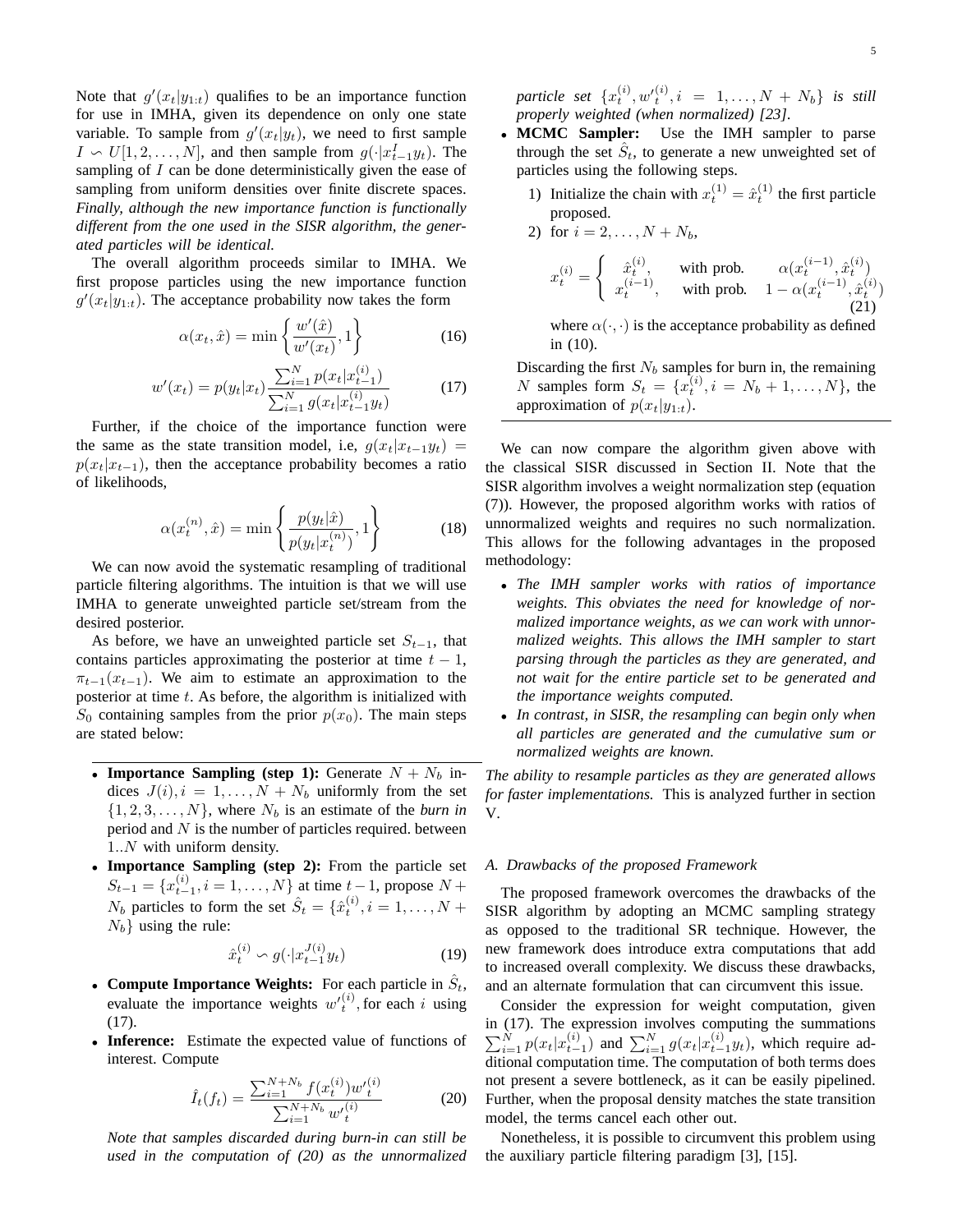Note that $g'(x_t|y_{1:t})$ qualifies to be an importance function for use in IMHA, given its dependence on only one state variable. To sample from $g'(x_t|y_t)$, we need to first sample $I \backsim U[1, 2, \ldots, N]$, and then sample from $g(\cdot|x^I_{t-1}y_t)$. The sampling of $I$ can be done deterministically given the ease of sampling from uniform densities over finite discrete spaces. *Finally, although the new importance function is functionally different from the one used in the SISR algorithm, the generated particles will be identical.*

The overall algorithm proceeds similar to IMHA. We first propose particles using the new importance function $g'(x_t|y_{1:t})$. The acceptance probability now takes the form

$$\alpha(x_t, \hat{x}) = \min\left\{\frac{w'(\hat{x})}{w'(x_t)}, 1\right\} \tag{16}$$

$$w'(x_t) = p(y_t|x_t)\frac{\sum_{i=1}^{N} p(x_t|x^{(i)}_{t-1})}{\sum_{i=1}^{N} g(x_t|x^{(i)}_{t-1}y_t)} \tag{17}$$

Further, if the choice of the importance function were the same as the state transition model, i.e, $g(x_t|x_{t-1}y_t) = p(x_t|x_{t-1})$, then the acceptance probability becomes a ratio of likelihoods,

$$\alpha(x^{(n)}_t, \hat{x}) = \min\left\{\frac{p(y_t|\hat{x})}{p(y_t|x^{(n)}_t)}, 1\right\} \tag{18}$$

We can now avoid the systematic resampling of traditional particle filtering algorithms. The intuition is that we will use IMHA to generate unweighted particle set/stream from the desired posterior.

As before, we have an unweighted particle set $S_{t-1}$, that contains particles approximating the posterior at time $t-1$, $\pi_{t-1}(x_{t-1})$. We aim to estimate an approximation to the posterior at time $t$. As before, the algorithm is initialized with $S_0$ containing samples from the prior $p(x_0)$. The main steps are stated below:

---

- **Importance Sampling (step 1):** Generate $N + N_b$ indices $J(i), i = 1, \ldots, N + N_b$ uniformly from the set $\{1, 2, 3, \ldots, N\}$, where $N_b$ is an estimate of the *burn in* period and $N$ is the number of particles required. between $1..N$ with uniform density.
- **Importance Sampling (step 2):** From the particle set $S_{t-1} = \{x^{(i)}_{t-1}, i = 1, \ldots, N\}$ at time $t-1$, propose $N + N_b$ particles to form the set $\hat{S}_t = \{\hat{x}^{(i)}_t, i = 1, \ldots, N + N_b\}$ using the rule:
$$\hat{x}^{(i)}_t \backsim g(\cdot|x^{J(i)}_{t-1}y_t) \tag{19}$$
- **Compute Importance Weights:** For each particle in $\hat{S}_t$, evaluate the importance weights ${w'}^{(i)}_t$, for each $i$ using (17).
- **Inference:** Estimate the expected value of functions of interest. Compute
$$\hat{I}_t(f_t) = \frac{\sum_{i=1}^{N+N_b} f(x^{(i)}_t){w'}^{(i)}_t}{\sum_{i=1}^{N+N_b} {w'}^{(i)}_t} \tag{20}$$
*Note that samples discarded during burn-in can still be used in the computation of (20) as the unnormalized particle set $\{x^{(i)}_t, {w'}^{(i)}_t, i = 1, \ldots, N + N_b\}$ is still properly weighted (when normalized) [23].*
- **MCMC Sampler:** Use the IMH sampler to parse through the set $\hat{S}_t$, to generate a new unweighted set of particles using the following steps.
  1) Initialize the chain with $x^{(1)}_t = \hat{x}^{(1)}_t$ the first particle proposed.
  2) for $i = 2, \ldots, N + N_b$,
  $$x^{(i)}_t = \begin{cases} \hat{x}^{(i)}_t, & \text{with prob.} \quad \alpha(x^{(i-1)}_t, \hat{x}^{(i)}_t) \\ x^{(i-1)}_t, & \text{with prob.} \quad 1 - \alpha(x^{(i-1)}_t, \hat{x}^{(i)}_t) \end{cases} \tag{21}$$
  where $\alpha(\cdot, \cdot)$ is the acceptance probability as defined in (10).

  Discarding the first $N_b$ samples for burn in, the remaining $N$ samples form $S_t = \{x^{(i)}_t, i = N_b + 1, \ldots, N\}$, the approximation of $p(x_t|y_{1:t})$.

---

We can now compare the algorithm given above with the classical SISR discussed in Section II. Note that the SISR algorithm involves a weight normalization step (equation (7)). However, the proposed algorithm works with ratios of unnormalized weights and requires no such normalization. This allows for the following advantages in the proposed methodology:

- *The IMH sampler works with ratios of importance weights. This obviates the need for knowledge of normalized importance weights, as we can work with unnormalized weights. This allows the IMH sampler to start parsing through the particles as they are generated, and not wait for the entire particle set to be generated and the importance weights computed.*
- *In contrast, in SISR, the resampling can begin only when all particles are generated and the cumulative sum or normalized weights are known.*

*The ability to resample particles as they are generated allows for faster implementations.* This is analyzed further in section V.

### A. Drawbacks of the proposed Framework

The proposed framework overcomes the drawbacks of the SISR algorithm by adopting an MCMC sampling strategy as opposed to the traditional SR technique. However, the new framework does introduce extra computations that add to increased overall complexity. We discuss these drawbacks, and an alternate formulation that can circumvent this issue.

Consider the expression for weight computation, given in (17). The expression involves computing the summations $\sum_{i=1}^{N} p(x_t|x^{(i)}_{t-1})$ and $\sum_{i=1}^{N} g(x_t|x^{(i)}_{t-1}y_t)$, which require additional computation time. The computation of both terms does not present a severe bottleneck, as it can be easily pipelined. Further, when the proposal density matches the state transition model, the terms cancel each other out.

Nonetheless, it is possible to circumvent this problem using the auxiliary particle filtering paradigm [3], [15].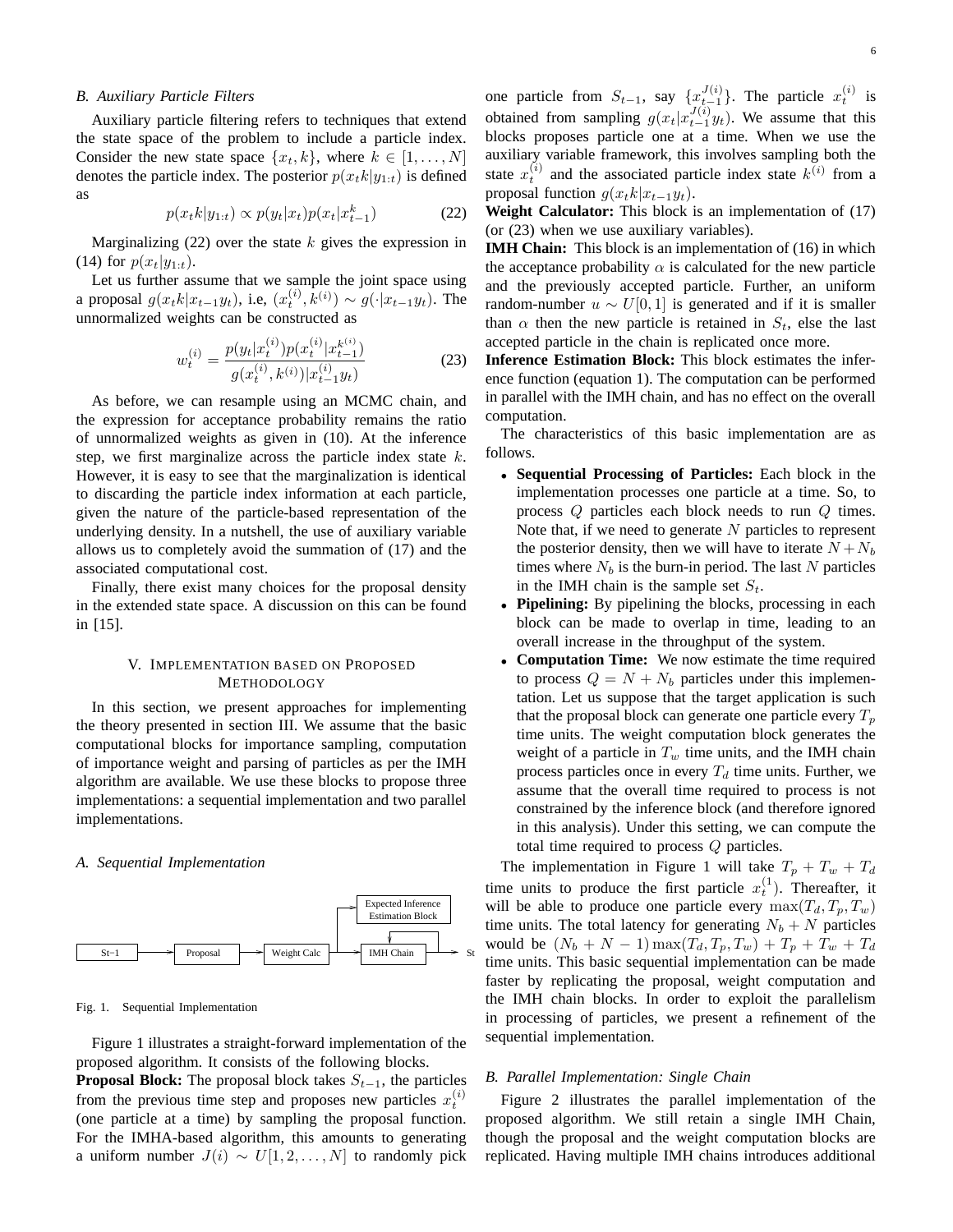### B. Auxiliary Particle Filters

Auxiliary particle filtering refers to techniques that extend the state space of the problem to include a particle index. Consider the new state space $\{x_t, k\}$, where $k \in [1, \ldots, N]$ denotes the particle index. The posterior $p(x_t k|y_{1:t})$ is defined as

$$p(x_t k|y_{1:t}) \propto p(y_t|x_t)p(x_t|x_{t-1}^k) \tag{22}$$

Marginalizing (22) over the state $k$ gives the expression in (14) for $p(x_t|y_{1:t})$.

Let us further assume that we sample the joint space using a proposal $g(x_t k|x_{t-1} y_t)$, i.e, $(x_t^{(i)}, k^{(i)}) \sim g(\cdot|x_{t-1} y_t)$. The unnormalized weights can be constructed as

$$w_t^{(i)} = \frac{p(y_t|x_t^{(i)})p(x_t^{(i)}|x_{t-1}^{k^{(i)}})}{g(x_t^{(i)}, k^{(i)})|x_{t-1}^{(i)} y_t)} \tag{23}$$

As before, we can resample using an MCMC chain, and the expression for acceptance probability remains the ratio of unnormalized weights as given in (10). At the inference step, we first marginalize across the particle index state $k$. However, it is easy to see that the marginalization is identical to discarding the particle index information at each particle, given the nature of the particle-based representation of the underlying density. In a nutshell, the use of auxiliary variable allows us to completely avoid the summation of (17) and the associated computational cost.

Finally, there exist many choices for the proposal density in the extended state space. A discussion on this can be found in [15].

## V. Implementation based on Proposed Methodology

In this section, we present approaches for implementing the theory presented in section III. We assume that the basic computational blocks for importance sampling, computation of importance weight and parsing of particles as per the IMH algorithm are available. We use these blocks to propose three implementations: a sequential implementation and two parallel implementations.

### A. Sequential Implementation

St−1 → Proposal → Weight Calc → IMH Chain → St (Weight Calc → Expected Inference Estimation Block; Expected Inference Estimation Block → IMH Chain)

Fig. 1. Sequential Implementation

Figure 1 illustrates a straight-forward implementation of the proposed algorithm. It consists of the following blocks.

**Proposal Block:** The proposal block takes $S_{t-1}$, the particles from the previous time step and proposes new particles $x_t^{(i)}$ (one particle at a time) by sampling the proposal function. For the IMHA-based algorithm, this amounts to generating a uniform number $J(i) \sim U[1, 2, \ldots, N]$ to randomly pick one particle from $S_{t-1}$, say $\{x_{t-1}^{J(i)}\}$. The particle $x_t^{(i)}$ is obtained from sampling $g(x_t|x_{t-1}^{J(i)} y_t)$. We assume that this blocks proposes particle one at a time. When we use the auxiliary variable framework, this involves sampling both the state $x_t^{(i)}$ and the associated particle index state $k^{(i)}$ from a proposal function $g(x_t k|x_{t-1} y_t)$.

**Weight Calculator:** This block is an implementation of (17) (or (23) when we use auxiliary variables).

**IMH Chain:** This block is an implementation of (16) in which the acceptance probability $\alpha$ is calculated for the new particle and the previously accepted particle. Further, an uniform random-number $u \sim U[0, 1]$ is generated and if it is smaller than $\alpha$ then the new particle is retained in $S_t$, else the last accepted particle in the chain is replicated once more.

**Inference Estimation Block:** This block estimates the inference function (equation 1). The computation can be performed in parallel with the IMH chain, and has no effect on the overall computation.

The characteristics of this basic implementation are as follows.

- **Sequential Processing of Particles:** Each block in the implementation processes one particle at a time. So, to process $Q$ particles each block needs to run $Q$ times. Note that, if we need to generate $N$ particles to represent the posterior density, then we will have to iterate $N + N_b$ times where $N_b$ is the burn-in period. The last $N$ particles in the IMH chain is the sample set $S_t$.
- **Pipelining:** By pipelining the blocks, processing in each block can be made to overlap in time, leading to an overall increase in the throughput of the system.
- **Computation Time:** We now estimate the time required to process $Q = N + N_b$ particles under this implementation. Let us suppose that the target application is such that the proposal block can generate one particle every $T_p$ time units. The weight computation block generates the weight of a particle in $T_w$ time units, and the IMH chain process particles once in every $T_d$ time units. Further, we assume that the overall time required to process is not constrained by the inference block (and therefore ignored in this analysis). Under this setting, we can compute the total time required to process $Q$ particles.

The implementation in Figure 1 will take $T_p + T_w + T_d$ time units to produce the first particle $x_t^{(1)}$). Thereafter, it will be able to produce one particle every $\max(T_d, T_p, T_w)$ time units. The total latency for generating $N_b + N$ particles would be $(N_b + N - 1) \max(T_d, T_p, T_w) + T_p + T_w + T_d$ time units. This basic sequential implementation can be made faster by replicating the proposal, weight computation and the IMH chain blocks. In order to exploit the parallelism in processing of particles, we present a refinement of the sequential implementation.

### B. Parallel Implementation: Single Chain

Figure 2 illustrates the parallel implementation of the proposed algorithm. We still retain a single IMH Chain, though the proposal and the weight computation blocks are replicated. Having multiple IMH chains introduces additional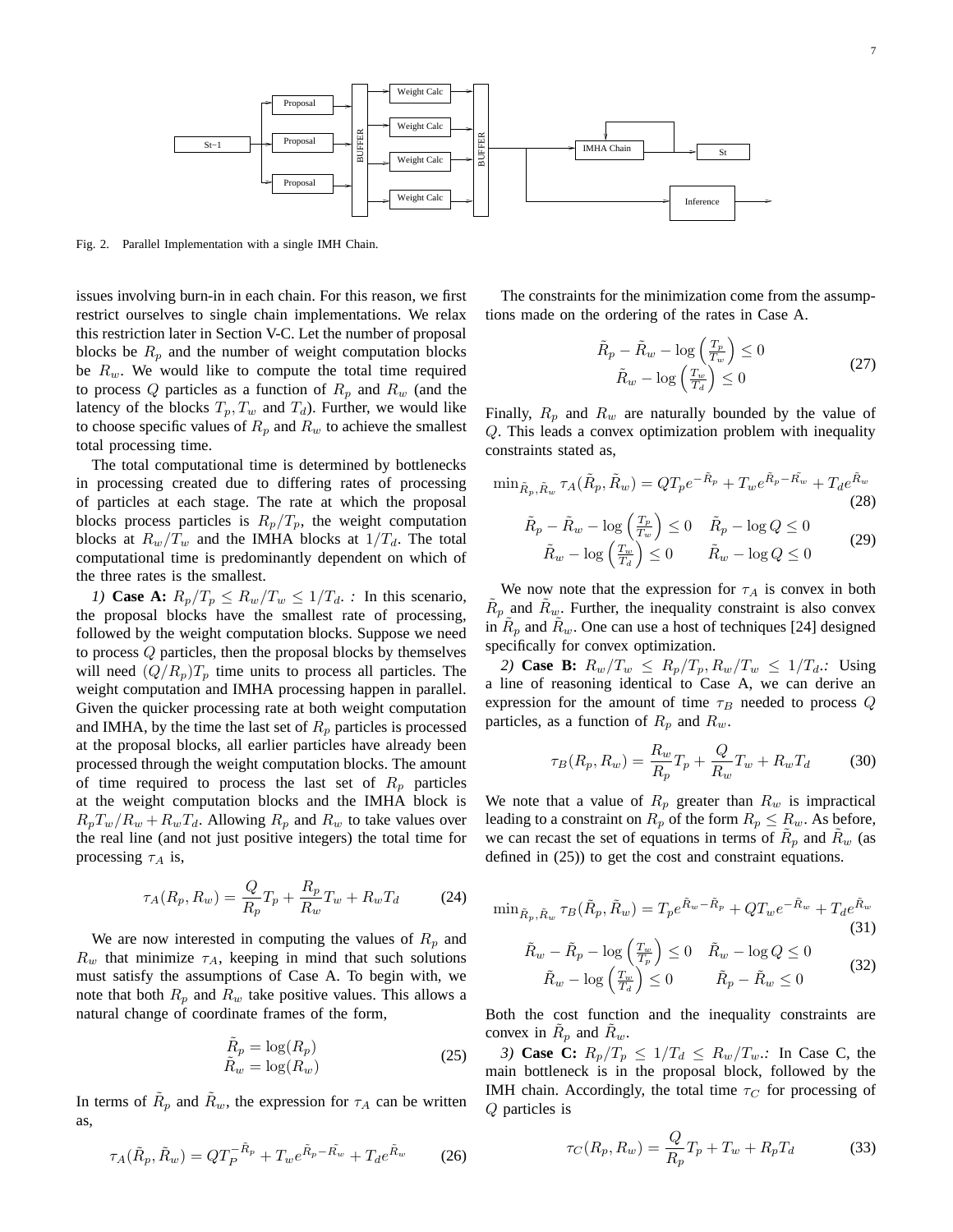Fig. 2. Parallel Implementation with a single IMH Chain.

issues involving burn-in in each chain. For this reason, we first restrict ourselves to single chain implementations. We relax this restriction later in Section V-C. Let the number of proposal blocks be $R_p$ and the number of weight computation blocks be $R_w$. We would like to compute the total time required to process $Q$ particles as a function of $R_p$ and $R_w$ (and the latency of the blocks $T_p, T_w$ and $T_d$). Further, we would like to choose specific values of $R_p$ and $R_w$ to achieve the smallest total processing time.

The total computational time is determined by bottlenecks in processing created due to differing rates of processing of particles at each stage. The rate at which the proposal blocks process particles is $R_p/T_p$, the weight computation blocks at $R_w/T_w$ and the IMHA blocks at $1/T_d$. The total computational time is predominantly dependent on which of the three rates is the smallest.

*1)* **Case A:** $R_p/T_p \leq R_w/T_w \leq 1/T_d$. *:* In this scenario, the proposal blocks have the smallest rate of processing, followed by the weight computation blocks. Suppose we need to process $Q$ particles, then the proposal blocks by themselves will need $(Q/R_p)T_p$ time units to process all particles. The weight computation and IMHA processing happen in parallel. Given the quicker processing rate at both weight computation and IMHA, by the time the last set of $R_p$ particles is processed at the proposal blocks, all earlier particles have already been processed through the weight computation blocks. The amount of time required to process the last set of $R_p$ particles at the weight computation blocks and the IMHA block is $R_pT_w/R_w + R_wT_d$. Allowing $R_p$ and $R_w$ to take values over the real line (and not just positive integers) the total time for processing $\tau_A$ is,

$$\tau_A(R_p, R_w) = \frac{Q}{R_p}T_p + \frac{R_p}{R_w}T_w + R_wT_d \tag{24}$$

We are now interested in computing the values of $R_p$ and $R_w$ that minimize $\tau_A$, keeping in mind that such solutions must satisfy the assumptions of Case A. To begin with, we note that both $R_p$ and $R_w$ take positive values. This allows a natural change of coordinate frames of the form,

$$\begin{aligned}\tilde{R}_p &= \log(R_p)\\ \tilde{R}_w &= \log(R_w)\end{aligned} \tag{25}$$

In terms of $\tilde{R}_p$ and $\tilde{R}_w$, the expression for $\tau_A$ can be written as,

$$\tau_A(\tilde{R}_p, \tilde{R}_w) = QT_P^{-\tilde{R}_p} + T_we^{\tilde{R}_p - \tilde{R_w}} + T_de^{\tilde{R}_w} \tag{26}$$

The constraints for the minimization come from the assumptions made on the ordering of the rates in Case A.

$$\begin{aligned}\tilde{R}_p - \tilde{R}_w - \log\left(\tfrac{T_p}{T_w}\right) &\leq 0\\ \tilde{R}_w - \log\left(\tfrac{T_w}{T_d}\right) &\leq 0\end{aligned} \tag{27}$$

Finally, $R_p$ and $R_w$ are naturally bounded by the value of $Q$. This leads a convex optimization problem with inequality constraints stated as,

$$\min_{\tilde{R}_p, \tilde{R}_w} \tau_A(\tilde{R}_p, \tilde{R}_w) = QT_pe^{-\tilde{R}_p} + T_we^{\tilde{R}_p - \tilde{R_w}} + T_de^{\tilde{R}_w} \tag{28}$$

$$\begin{aligned}\tilde{R}_p - \tilde{R}_w - \log\left(\tfrac{T_p}{T_w}\right) \leq 0 \quad & \tilde{R}_p - \log Q \leq 0\\ \tilde{R}_w - \log\left(\tfrac{T_w}{T_d}\right) \leq 0 \quad & \tilde{R}_w - \log Q \leq 0\end{aligned} \tag{29}$$

We now note that the expression for $\tau_A$ is convex in both $\tilde{R}_p$ and $\tilde{R}_w$. Further, the inequality constraint is also convex in $\tilde{R}_p$ and $\tilde{R}_w$. One can use a host of techniques [24] designed specifically for convex optimization.

*2)* **Case B:** $R_w/T_w \leq R_p/T_p, R_w/T_w \leq 1/T_d$.*:* Using a line of reasoning identical to Case A, we can derive an expression for the amount of time $\tau_B$ needed to process $Q$ particles, as a function of $R_p$ and $R_w$.

$$\tau_B(R_p, R_w) = \frac{R_w}{R_p}T_p + \frac{Q}{R_w}T_w + R_wT_d \tag{30}$$

We note that a value of $R_p$ greater than $R_w$ is impractical leading to a constraint on $R_p$ of the form $R_p \leq R_w$. As before, we can recast the set of equations in terms of $\tilde{R}_p$ and $\tilde{R}_w$ (as defined in (25)) to get the cost and constraint equations.

$$\min_{\tilde{R}_p, \tilde{R}_w} \tau_B(\tilde{R}_p, \tilde{R}_w) = T_pe^{\tilde{R}_w - \tilde{R}_p} + QT_we^{-\tilde{R}_w} + T_de^{\tilde{R}_w} \tag{31}$$

$$\begin{aligned}\tilde{R}_w - \tilde{R}_p - \log\left(\tfrac{T_w}{T_p}\right) \leq 0 \quad & \tilde{R}_w - \log Q \leq 0\\ \tilde{R}_w - \log\left(\tfrac{T_w}{T_d}\right) \leq 0 \quad & \tilde{R}_p - \tilde{R}_w \leq 0\end{aligned} \tag{32}$$

Both the cost function and the inequality constraints are convex in $\tilde{R}_p$ and $\tilde{R}_w$.

*3)* **Case C:** $R_p/T_p \leq 1/T_d \leq R_w/T_w$.*:* In Case C, the main bottleneck is in the proposal block, followed by the IMH chain. Accordingly, the total time $\tau_C$ for processing of $Q$ particles is

$$\tau_C(R_p, R_w) = \frac{Q}{R_p}T_p + T_w + R_pT_d \tag{33}$$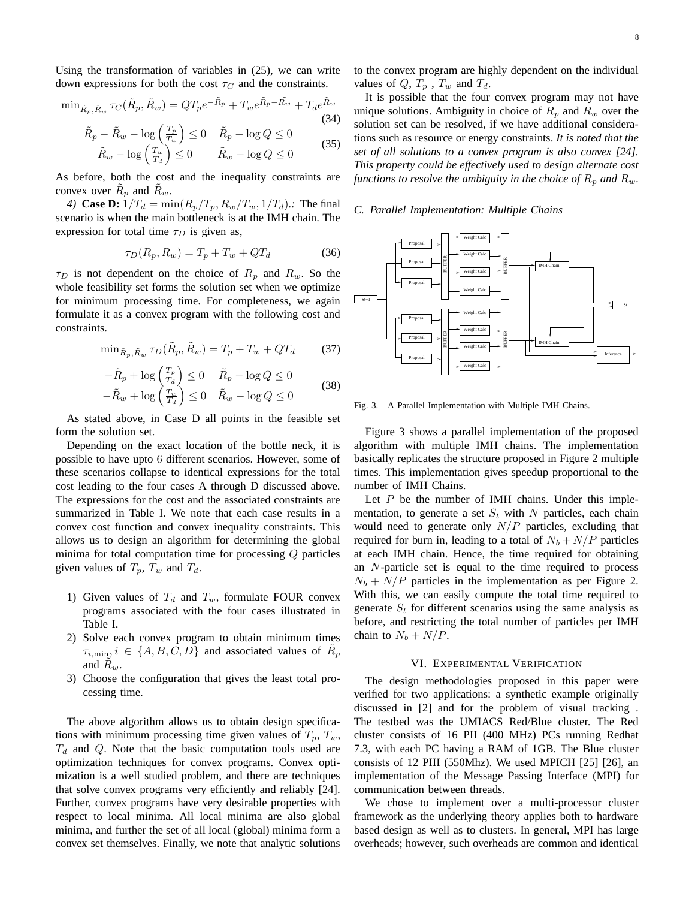Using the transformation of variables in (25), we can write down expressions for both the cost $\tau_C$ and the constraints.

$$\min_{\tilde{R}_p, \tilde{R}_w} \tau_C(\tilde{R}_p, \tilde{R}_w) = QT_p e^{-\tilde{R}_p} + T_w e^{\tilde{R}_p - \tilde{R_w}} + T_d e^{\tilde{R}_w} \tag{34}$$

$$\begin{aligned} \tilde{R}_p - \tilde{R}_w - \log\left(\frac{T_p}{T_w}\right) \leq 0 \quad & \tilde{R}_p - \log Q \leq 0 \\ \tilde{R}_w - \log\left(\frac{T_w}{T_d}\right) \leq 0 \quad & \tilde{R}_w - \log Q \leq 0 \end{aligned} \tag{35}$$

As before, both the cost and the inequality constraints are convex over $\tilde{R}_p$ and $\tilde{R}_w$.

*4)* **Case D:** $1/T_d = \min(R_p/T_p, R_w/T_w, 1/T_d)$.*:* The final scenario is when the main bottleneck is at the IMH chain. The expression for total time $\tau_D$ is given as,

$$\tau_D(R_p, R_w) = T_p + T_w + QT_d \tag{36}$$

$\tau_D$ is not dependent on the choice of $R_p$ and $R_w$. So the whole feasibility set forms the solution set when we optimize for minimum processing time. For completeness, we again formulate it as a convex program with the following cost and constraints.

$$\min_{\tilde{R}_p, \tilde{R}_w} \tau_D(\tilde{R}_p, \tilde{R}_w) = T_p + T_w + QT_d \tag{37}$$

$$\begin{aligned} -\tilde{R}_p + \log\left(\frac{T_p}{T_d}\right) \leq 0 \quad & \tilde{R}_p - \log Q \leq 0 \\ -\tilde{R}_w + \log\left(\frac{T_w}{T_d}\right) \leq 0 \quad & \tilde{R}_w - \log Q \leq 0 \end{aligned} \tag{38}$$

As stated above, in Case D all points in the feasible set form the solution set.

Depending on the exact location of the bottle neck, it is possible to have upto 6 different scenarios. However, some of these scenarios collapse to identical expressions for the total cost leading to the four cases A through D discussed above. The expressions for the cost and the associated constraints are summarized in Table I. We note that each case results in a convex cost function and convex inequality constraints. This allows us to design an algorithm for determining the global minima for total computation time for processing $Q$ particles given values of $T_p$, $T_w$ and $T_d$.

1) Given values of $T_d$ and $T_w$, formulate FOUR convex programs associated with the four cases illustrated in Table I.
2) Solve each convex program to obtain minimum times $\tau_{i,\min}, i \in \{A, B, C, D\}$ and associated values of $\tilde{R}_p$ and $\tilde{R}_w$.
3) Choose the configuration that gives the least total processing time.

The above algorithm allows us to obtain design specifications with minimum processing time given values of $T_p$, $T_w$, $T_d$ and $Q$. Note that the basic computation tools used are optimization techniques for convex programs. Convex optimization is a well studied problem, and there are techniques that solve convex programs very efficiently and reliably [24]. Further, convex programs have very desirable properties with respect to local minima. All local minima are also global minima, and further the set of all local (global) minima form a convex set themselves. Finally, we note that analytic solutions to the convex program are highly dependent on the individual values of $Q$, $T_p$ , $T_w$ and $T_d$.

It is possible that the four convex program may not have unique solutions. Ambiguity in choice of $R_p$ and $R_w$ over the solution set can be resolved, if we have additional considerations such as resource or energy constraints. *It is noted that the set of all solutions to a convex program is also convex [24]. This property could be effectively used to design alternate cost functions to resolve the ambiguity in the choice of $R_p$ and $R_w$.*

### C. Parallel Implementation: Multiple Chains

Fig. 3. A Parallel Implementation with Multiple IMH Chains.

Figure 3 shows a parallel implementation of the proposed algorithm with multiple IMH chains. The implementation basically replicates the structure proposed in Figure 2 multiple times. This implementation gives speedup proportional to the number of IMH Chains.

Let $P$ be the number of IMH chains. Under this implementation, to generate a set $S_t$ with $N$ particles, each chain would need to generate only $N/P$ particles, excluding that required for burn in, leading to a total of $N_b + N/P$ particles at each IMH chain. Hence, the time required for obtaining an $N$-particle set is equal to the time required to process $N_b + N/P$ particles in the implementation as per Figure 2. With this, we can easily compute the total time required to generate $S_t$ for different scenarios using the same analysis as before, and restricting the total number of particles per IMH chain to $N_b + N/P$.

## VI. Experimental Verification

The design methodologies proposed in this paper were verified for two applications: a synthetic example originally discussed in [2] and for the problem of visual tracking . The testbed was the UMIACS Red/Blue cluster. The Red cluster consists of 16 PII (400 MHz) PCs running Redhat 7.3, with each PC having a RAM of 1GB. The Blue cluster consists of 12 PIII (550Mhz). We used MPICH [25] [26], an implementation of the Message Passing Interface (MPI) for communication between threads.

We chose to implement over a multi-processor cluster framework as the underlying theory applies both to hardware based design as well as to clusters. In general, MPI has large overheads; however, such overheads are common and identical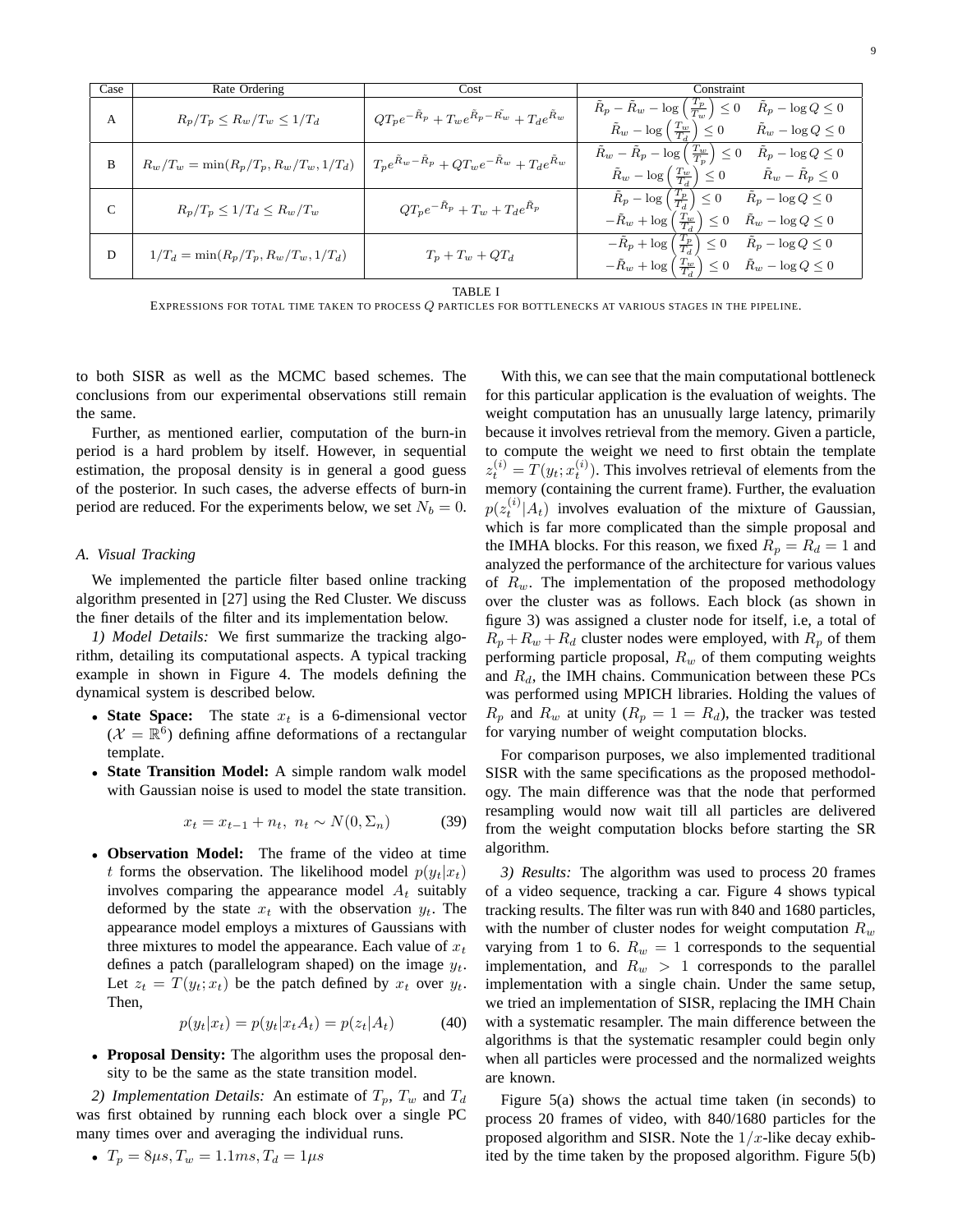| Case | Rate Ordering | Cost | Constraint |
|---|---|---|---|
| A | $R_p/T_p \leq R_w/T_w \leq 1/T_d$ | $QT_pe^{-\tilde{R}_p} + T_we^{\tilde{R}_p - \tilde{R_w}} + T_de^{\tilde{R}_w}$ | $\tilde{R}_p - \tilde{R}_w - \log\left(\frac{T_p}{T_w}\right) \leq 0 \quad \tilde{R}_p - \log Q \leq 0$ <br> $\tilde{R}_w - \log\left(\frac{T_w}{T_d}\right) \leq 0 \quad \tilde{R}_w - \log Q \leq 0$ |
| B | $R_w/T_w = \min(R_p/T_p, R_w/T_w, 1/T_d)$ | $T_pe^{\tilde{R}_w - \tilde{R}_p} + QT_we^{-\tilde{R}_w} + T_de^{\tilde{R}_w}$ | $\tilde{R}_w - \tilde{R}_p - \log\left(\frac{T_w}{T_p}\right) \leq 0 \quad \tilde{R}_p - \log Q \leq 0$ <br> $\tilde{R}_w - \log\left(\frac{T_w}{T_d}\right) \leq 0 \quad \tilde{R}_w - \tilde{R}_p \leq 0$ |
| C | $R_p/T_p \leq 1/T_d \leq R_w/T_w$ | $QT_pe^{-\tilde{R}_p} + T_w + T_de^{\tilde{R}_p}$ | $\tilde{R}_p - \log\left(\frac{T_p}{T_d}\right) \leq 0 \quad \tilde{R}_p - \log Q \leq 0$ <br> $-\tilde{R}_w + \log\left(\frac{T_w}{T_d}\right) \leq 0 \quad \tilde{R}_w - \log Q \leq 0$ |
| D | $1/T_d = \min(R_p/T_p, R_w/T_w, 1/T_d)$ | $T_p + T_w + QT_d$ | $-\tilde{R}_p + \log\left(\frac{T_p}{T_d}\right) \leq 0 \quad \tilde{R}_p - \log Q \leq 0$ <br> $-\tilde{R}_w + \log\left(\frac{T_w}{T_d}\right) \leq 0 \quad \tilde{R}_w - \log Q \leq 0$ |

TABLE I
EXPRESSIONS FOR TOTAL TIME TAKEN TO PROCESS $Q$ PARTICLES FOR BOTTLENECKS AT VARIOUS STAGES IN THE PIPELINE.

to both SISR as well as the MCMC based schemes. The conclusions from our experimental observations still remain the same.

Further, as mentioned earlier, computation of the burn-in period is a hard problem by itself. However, in sequential estimation, the proposal density is in general a good guess of the posterior. In such cases, the adverse effects of burn-in period are reduced. For the experiments below, we set $N_b = 0$.

### A. Visual Tracking

We implemented the particle filter based online tracking algorithm presented in [27] using the Red Cluster. We discuss the finer details of the filter and its implementation below.

*1) Model Details:* We first summarize the tracking algorithm, detailing its computational aspects. A typical tracking example in shown in Figure 4. The models defining the dynamical system is described below.

- **State Space:** The state $x_t$ is a 6-dimensional vector ($\mathcal{X} = \mathbb{R}^6$) defining affine deformations of a rectangular template.
- **State Transition Model:** A simple random walk model with Gaussian noise is used to model the state transition.

$$x_t = x_{t-1} + n_t,\ n_t \sim N(0, \Sigma_n) \tag{39}$$

- **Observation Model:** The frame of the video at time $t$ forms the observation. The likelihood model $p(y_t|x_t)$ involves comparing the appearance model $A_t$ suitably deformed by the state $x_t$ with the observation $y_t$. The appearance model employs a mixtures of Gaussians with three mixtures to model the appearance. Each value of $x_t$ defines a patch (parallelogram shaped) on the image $y_t$. Let $z_t = T(y_t; x_t)$ be the patch defined by $x_t$ over $y_t$. Then,

$$p(y_t|x_t) = p(y_t|x_tA_t) = p(z_t|A_t) \tag{40}$$

- **Proposal Density:** The algorithm uses the proposal density to be the same as the state transition model.

*2) Implementation Details:* An estimate of $T_p$, $T_w$ and $T_d$ was first obtained by running each block over a single PC many times over and averaging the individual runs.

- $T_p = 8\mu s, T_w = 1.1ms, T_d = 1\mu s$

With this, we can see that the main computational bottleneck for this particular application is the evaluation of weights. The weight computation has an unusually large latency, primarily because it involves retrieval from the memory. Given a particle, to compute the weight we need to first obtain the template $z_t^{(i)} = T(y_t; x_t^{(i)})$. This involves retrieval of elements from the memory (containing the current frame). Further, the evaluation $p(z_t^{(i)}|A_t)$ involves evaluation of the mixture of Gaussian, which is far more complicated than the simple proposal and the IMHA blocks. For this reason, we fixed $R_p = R_d = 1$ and analyzed the performance of the architecture for various values of $R_w$. The implementation of the proposed methodology over the cluster was as follows. Each block (as shown in figure 3) was assigned a cluster node for itself, i.e, a total of $R_p + R_w + R_d$ cluster nodes were employed, with $R_p$ of them performing particle proposal, $R_w$ of them computing weights and $R_d$, the IMH chains. Communication between these PCs was performed using MPICH libraries. Holding the values of $R_p$ and $R_w$ at unity ($R_p = 1 = R_d$), the tracker was tested for varying number of weight computation blocks.

For comparison purposes, we also implemented traditional SISR with the same specifications as the proposed methodology. The main difference was that the node that performed resampling would now wait till all particles are delivered from the weight computation blocks before starting the SR algorithm.

*3) Results:* The algorithm was used to process 20 frames of a video sequence, tracking a car. Figure 4 shows typical tracking results. The filter was run with 840 and 1680 particles, with the number of cluster nodes for weight computation $R_w$ varying from 1 to 6. $R_w = 1$ corresponds to the sequential implementation, and $R_w > 1$ corresponds to the parallel implementation with a single chain. Under the same setup, we tried an implementation of SISR, replacing the IMH Chain with a systematic resampler. The main difference between the algorithms is that the systematic resampler could begin only when all particles were processed and the normalized weights are known.

Figure 5(a) shows the actual time taken (in seconds) to process 20 frames of video, with 840/1680 particles for the proposed algorithm and SISR. Note the $1/x$-like decay exhibited by the time taken by the proposed algorithm. Figure 5(b)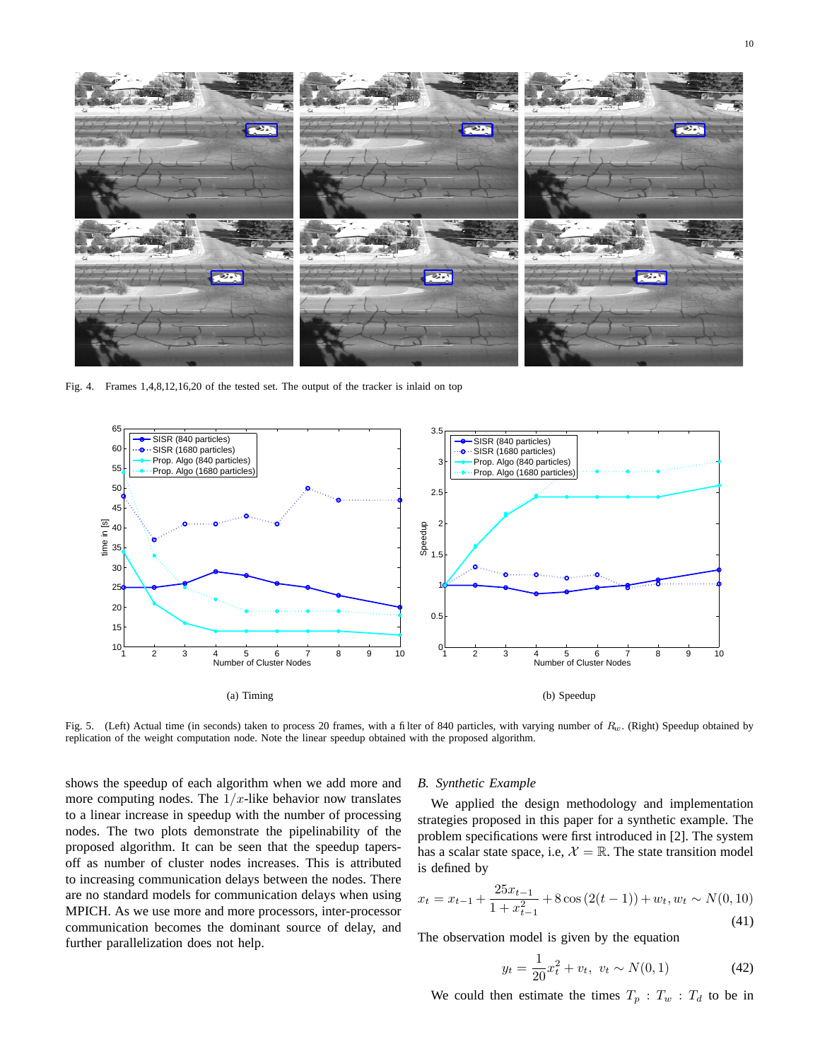Fig. 4. Frames 1,4,8,12,16,20 of the tested set. The output of the tracker is inlaid on top

(a) Timing

(b) Speedup

Fig. 5. (Left) Actual time (in seconds) taken to process 20 frames, with a filter of 840 particles, with varying number of $R_w$. (Right) Speedup obtained by replication of the weight computation node. Note the linear speedup obtained with the proposed algorithm.

shows the speedup of each algorithm when we add more and more computing nodes. The $1/x$-like behavior now translates to a linear increase in speedup with the number of processing nodes. The two plots demonstrate the pipelinability of the proposed algorithm. It can be seen that the speedup tapers-off as number of cluster nodes increases. This is attributed to increasing communication delays between the nodes. There are no standard models for communication delays when using MPICH. As we use more and more processors, inter-processor communication becomes the dominant source of delay, and further parallelization does not help.

### B. Synthetic Example

We applied the design methodology and implementation strategies proposed in this paper for a synthetic example. The problem specifications were first introduced in [2]. The system has a scalar state space, i.e, $\mathcal{X} = \mathbb{R}$. The state transition model is defined by

$$x_t = x_{t-1} + \frac{25x_{t-1}}{1 + x_{t-1}^2} + 8\cos\left(2(t-1)\right) + w_t, w_t \sim N(0, 10) \tag{41}$$

The observation model is given by the equation

$$y_t = \frac{1}{20}x_t^2 + v_t, \;\; v_t \sim N(0, 1) \tag{42}$$

We could then estimate the times $T_p : T_w : T_d$ to be in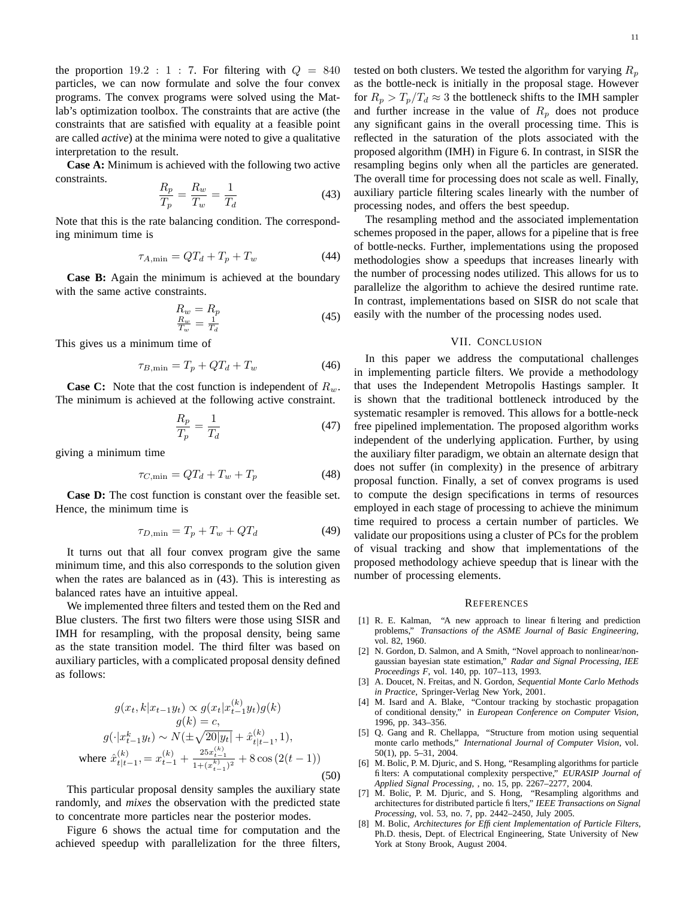the proportion $19.2 : 1 : 7$. For filtering with $Q = 840$ particles, we can now formulate and solve the four convex programs. The convex programs were solved using the Matlab's optimization toolbox. The constraints that are active (the constraints that are satisfied with equality at a feasible point are called *active*) at the minima were noted to give a qualitative interpretation to the result.

**Case A:** Minimum is achieved with the following two active constraints.

$$\frac{R_p}{T_p} = \frac{R_w}{T_w} = \frac{1}{T_d} \tag{43}$$

Note that this is the rate balancing condition. The corresponding minimum time is

$$\tau_{A,\min} = QT_d + T_p + T_w \tag{44}$$

**Case B:** Again the minimum is achieved at the boundary with the same active constraints.

$$\begin{aligned} R_w &= R_p \\ \frac{R_w}{T_w} &= \frac{1}{T_d} \end{aligned} \tag{45}$$

This gives us a minimum time of

$$\tau_{B,\min} = T_p + QT_d + T_w \tag{46}$$

**Case C:** Note that the cost function is independent of $R_w$. The minimum is achieved at the following active constraint.

$$\frac{R_p}{T_p} = \frac{1}{T_d} \tag{47}$$

giving a minimum time

$$\tau_{C,\min} = QT_d + T_w + T_p \tag{48}$$

**Case D:** The cost function is constant over the feasible set. Hence, the minimum time is

$$\tau_{D,\min} = T_p + T_w + QT_d \tag{49}$$

It turns out that all four convex program give the same minimum time, and this also corresponds to the solution given when the rates are balanced as in (43). This is interesting as balanced rates have an intuitive appeal.

We implemented three filters and tested them on the Red and Blue clusters. The first two filters were those using SISR and IMH for resampling, with the proposal density, being same as the state transition model. The third filter was based on auxiliary particles, with a complicated proposal density defined as follows:

$$\begin{aligned} g(x_t, k|x_{t-1}y_t) &\propto g(x_t|x_{t-1}^{(k)}y_t)g(k) \\ g(k) &= c, \\ g(\cdot|x_{t-1}^k y_t) &\sim N(\pm\sqrt{20|y_t|} + \hat{x}_{t|t-1}^{(k)}, 1), \\ \text{where } \hat{x}_{t|t-1}^{(k)}, &= x_{t-1}^{(k)} + \frac{25x_{t-1}^{(k)}}{1+(x_{t-1}^{(k)})^2} + 8\cos\left(2(t-1)\right) \end{aligned} \tag{50}$$

This particular proposal density samples the auxiliary state randomly, and *mixes* the observation with the predicted state to concentrate more particles near the posterior modes.

Figure 6 shows the actual time for computation and the achieved speedup with parallelization for the three filters, tested on both clusters. We tested the algorithm for varying $R_p$ as the bottle-neck is initially in the proposal stage. However for $R_p > T_p/T_d \approx 3$ the bottleneck shifts to the IMH sampler and further increase in the value of $R_p$ does not produce any significant gains in the overall processing time. This is reflected in the saturation of the plots associated with the proposed algorithm (IMH) in Figure 6. In contrast, in SISR the resampling begins only when all the particles are generated. The overall time for processing does not scale as well. Finally, auxiliary particle filtering scales linearly with the number of processing nodes, and offers the best speedup.

The resampling method and the associated implementation schemes proposed in the paper, allows for a pipeline that is free of bottle-necks. Further, implementations using the proposed methodologies show a speedups that increases linearly with the number of processing nodes utilized. This allows for us to parallelize the algorithm to achieve the desired runtime rate. In contrast, implementations based on SISR do not scale that easily with the number of the processing nodes used.

## VII. Conclusion

In this paper we address the computational challenges in implementing particle filters. We provide a methodology that uses the Independent Metropolis Hastings sampler. It is shown that the traditional bottleneck introduced by the systematic resampler is removed. This allows for a bottle-neck free pipelined implementation. The proposed algorithm works independent of the underlying application. Further, by using the auxiliary filter paradigm, we obtain an alternate design that does not suffer (in complexity) in the presence of arbitrary proposal function. Finally, a set of convex programs is used to compute the design specifications in terms of resources employed in each stage of processing to achieve the minimum time required to process a certain number of particles. We validate our propositions using a cluster of PCs for the problem of visual tracking and show that implementations of the proposed methodology achieve speedup that is linear with the number of processing elements.

## References

[1] R. E. Kalman, "A new approach to linear filtering and prediction problems," *Transactions of the ASME Journal of Basic Engineering*, vol. 82, 1960.

[2] N. Gordon, D. Salmon, and A Smith, "Novel approach to nonlinear/non-gaussian bayesian state estimation," *Radar and Signal Processing, IEE Proceedings F*, vol. 140, pp. 107–113, 1993.

[3] A. Doucet, N. Freitas, and N. Gordon, *Sequential Monte Carlo Methods in Practice*, Springer-Verlag New York, 2001.

[4] M. Isard and A. Blake, "Contour tracking by stochastic propagation of conditional density," in *European Conference on Computer Vision*, 1996, pp. 343–356.

[5] Q. Gang and R. Chellappa, "Structure from motion using sequential monte carlo methods," *International Journal of Computer Vision*, vol. 50(1), pp. 5–31, 2004.

[6] M. Bolic, P. M. Djuric, and S. Hong, "Resampling algorithms for particle filters: A computational complexity perspective," *EURASIP Journal of Applied Signal Processing*, , no. 15, pp. 2267–2277, 2004.

[7] M. Bolic, P. M. Djuric, and S. Hong, "Resampling algorithms and architectures for distributed particle filters," *IEEE Transactions on Signal Processing*, vol. 53, no. 7, pp. 2442–2450, July 2005.

[8] M. Bolic, *Architectures for Efficient Implementation of Particle Filters*, Ph.D. thesis, Dept. of Electrical Engineering, State University of New York at Stony Brook, August 2004.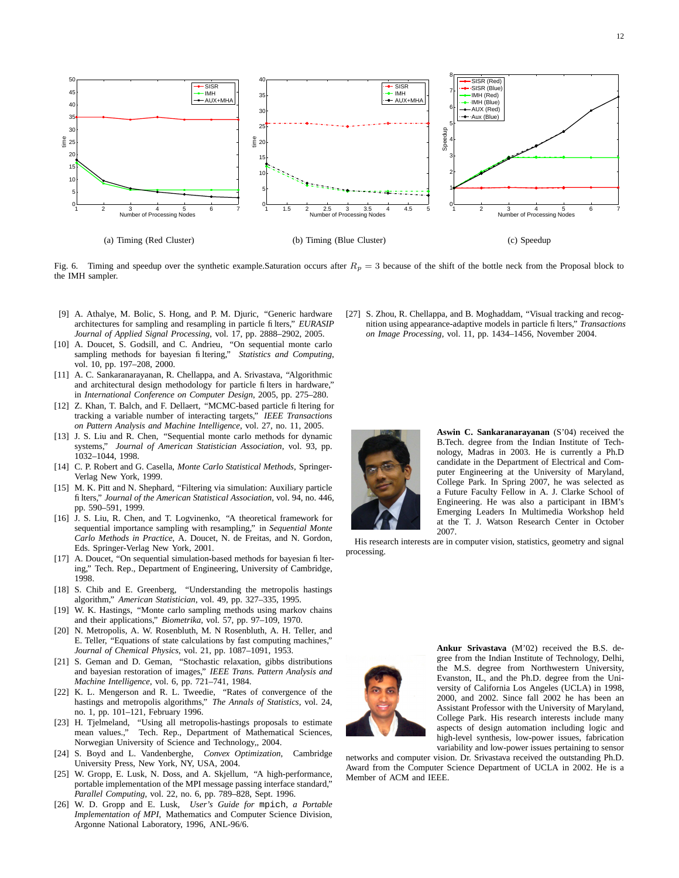(a) Timing (Red Cluster)

(b) Timing (Blue Cluster)

(c) Speedup

Fig. 6. Timing and speedup over the synthetic example.Saturation occurs after $R_p = 3$ because of the shift of the bottle neck from the Proposal block to the IMH sampler.

[9] A. Athalye, M. Bolic, S. Hong, and P. M. Djuric, "Generic hardware architectures for sampling and resampling in particle filters," *EURASIP Journal of Applied Signal Processing*, vol. 17, pp. 2888–2902, 2005.

[10] A. Doucet, S. Godsill, and C. Andrieu, "On sequential monte carlo sampling methods for bayesian filtering," *Statistics and Computing*, vol. 10, pp. 197–208, 2000.

[11] A. C. Sankaranarayanan, R. Chellappa, and A. Srivastava, "Algorithmic and architectural design methodology for particle filters in hardware," in *International Conference on Computer Design*, 2005, pp. 275–280.

[12] Z. Khan, T. Balch, and F. Dellaert, "MCMC-based particle filtering for tracking a variable number of interacting targets," *IEEE Transactions on Pattern Analysis and Machine Intelligence*, vol. 27, no. 11, 2005.

[13] J. S. Liu and R. Chen, "Sequential monte carlo methods for dynamic systems," *Journal of American Statistician Association*, vol. 93, pp. 1032–1044, 1998.

[14] C. P. Robert and G. Casella, *Monte Carlo Statistical Methods*, Springer-Verlag New York, 1999.

[15] M. K. Pitt and N. Shephard, "Filtering via simulation: Auxiliary particle filters," *Journal of the American Statistical Association*, vol. 94, no. 446, pp. 590–591, 1999.

[16] J. S. Liu, R. Chen, and T. Logvinenko, "A theoretical framework for sequential importance sampling with resampling," in *Sequential Monte Carlo Methods in Practice*, A. Doucet, N. de Freitas, and N. Gordon, Eds. Springer-Verlag New York, 2001.

[17] A. Doucet, "On sequential simulation-based methods for bayesian filtering," Tech. Rep., Department of Engineering, University of Cambridge, 1998.

[18] S. Chib and E. Greenberg, "Understanding the metropolis hastings algorithm," *American Statistician*, vol. 49, pp. 327–335, 1995.

[19] W. K. Hastings, "Monte carlo sampling methods using markov chains and their applications," *Biometrika*, vol. 57, pp. 97–109, 1970.

[20] N. Metropolis, A. W. Rosenbluth, M. N Rosenbluth, A. H. Teller, and E. Teller, "Equations of state calculations by fast computing machines," *Journal of Chemical Physics*, vol. 21, pp. 1087–1091, 1953.

[21] S. Geman and D. Geman, "Stochastic relaxation, gibbs distributions and bayesian restoration of images," *IEEE Trans. Pattern Analysis and Machine Intelligence*, vol. 6, pp. 721–741, 1984.

[22] K. L. Mengerson and R. L. Tweedie, "Rates of convergence of the hastings and metropolis algorithms," *The Annals of Statistics*, vol. 24, no. 1, pp. 101–121, February 1996.

[23] H. Tjelmeland, "Using all metropolis-hastings proposals to estimate mean values.," Tech. Rep., Department of Mathematical Sciences, Norwegian University of Science and Technology,, 2004.

[24] S. Boyd and L. Vandenberghe, *Convex Optimization*, Cambridge University Press, New York, NY, USA, 2004.

[25] W. Gropp, E. Lusk, N. Doss, and A. Skjellum, "A high-performance, portable implementation of the MPI message passing interface standard," *Parallel Computing*, vol. 22, no. 6, pp. 789–828, Sept. 1996.

[26] W. D. Gropp and E. Lusk, *User's Guide for* mpich*, a Portable Implementation of MPI*, Mathematics and Computer Science Division, Argonne National Laboratory, 1996, ANL-96/6.

[27] S. Zhou, R. Chellappa, and B. Moghaddam, "Visual tracking and recognition using appearance-adaptive models in particle filters," *Transactions on Image Processing*, vol. 11, pp. 1434–1456, November 2004.

**Aswin C. Sankaranarayanan** (S'04) received the B.Tech. degree from the Indian Institute of Technology, Madras in 2003. He is currently a Ph.D candidate in the Department of Electrical and Computer Engineering at the University of Maryland, College Park. In Spring 2007, he was selected as a Future Faculty Fellow in A. J. Clarke School of Engineering. He was also a participant in IBM's Emerging Leaders In Multimedia Workshop held at the T. J. Watson Research Center in October 2007.

His research interests are in computer vision, statistics, geometry and signal processing.

**Ankur Srivastava** (M'02) received the B.S. degree from the Indian Institute of Technology, Delhi, the M.S. degree from Northwestern University, Evanston, IL, and the Ph.D. degree from the University of California Los Angeles (UCLA) in 1998, 2000, and 2002. Since fall 2002 he has been an Assistant Professor with the University of Maryland, College Park. His research interests include many aspects of design automation including logic and high-level synthesis, low-power issues, fabrication variability and low-power issues pertaining to sensor networks and computer vision. Dr. Srivastava received the outstanding Ph.D. Award from the Computer Science Department of UCLA in 2002. He is a Member of ACM and IEEE.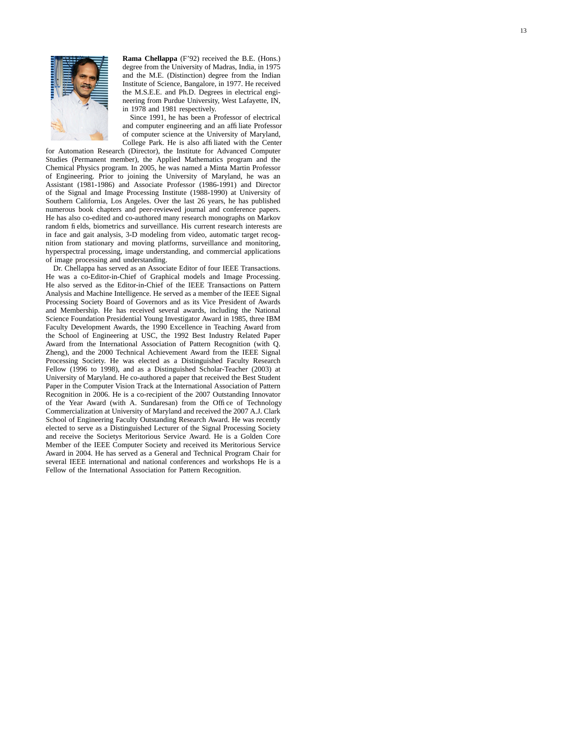**Rama Chellappa** (F'92) received the B.E. (Hons.) degree from the University of Madras, India, in 1975 and the M.E. (Distinction) degree from the Indian Institute of Science, Bangalore, in 1977. He received the M.S.E.E. and Ph.D. Degrees in electrical engineering from Purdue University, West Lafayette, IN, in 1978 and 1981 respectively.

Since 1991, he has been a Professor of electrical and computer engineering and an affiliate Professor of computer science at the University of Maryland, College Park. He is also affiliated with the Center for Automation Research (Director), the Institute for Advanced Computer Studies (Permanent member), the Applied Mathematics program and the Chemical Physics program. In 2005, he was named a Minta Martin Professor of Engineering. Prior to joining the University of Maryland, he was an Assistant (1981-1986) and Associate Professor (1986-1991) and Director of the Signal and Image Processing Institute (1988-1990) at University of Southern California, Los Angeles. Over the last 26 years, he has published numerous book chapters and peer-reviewed journal and conference papers. He has also co-edited and co-authored many research monographs on Markov random fields, biometrics and surveillance. His current research interests are in face and gait analysis, 3-D modeling from video, automatic target recognition from stationary and moving platforms, surveillance and monitoring, hyperspectral processing, image understanding, and commercial applications of image processing and understanding.

Dr. Chellappa has served as an Associate Editor of four IEEE Transactions. He was a co-Editor-in-Chief of Graphical models and Image Processing. He also served as the Editor-in-Chief of the IEEE Transactions on Pattern Analysis and Machine Intelligence. He served as a member of the IEEE Signal Processing Society Board of Governors and as its Vice President of Awards and Membership. He has received several awards, including the National Science Foundation Presidential Young Investigator Award in 1985, three IBM Faculty Development Awards, the 1990 Excellence in Teaching Award from the School of Engineering at USC, the 1992 Best Industry Related Paper Award from the International Association of Pattern Recognition (with Q. Zheng), and the 2000 Technical Achievement Award from the IEEE Signal Processing Society. He was elected as a Distinguished Faculty Research Fellow (1996 to 1998), and as a Distinguished Scholar-Teacher (2003) at University of Maryland. He co-authored a paper that received the Best Student Paper in the Computer Vision Track at the International Association of Pattern Recognition in 2006. He is a co-recipient of the 2007 Outstanding Innovator of the Year Award (with A. Sundaresan) from the Office of Technology Commercialization at University of Maryland and received the 2007 A.J. Clark School of Engineering Faculty Outstanding Research Award. He was recently elected to serve as a Distinguished Lecturer of the Signal Processing Society and receive the Societys Meritorious Service Award. He is a Golden Core Member of the IEEE Computer Society and received its Meritorious Service Award in 2004. He has served as a General and Technical Program Chair for several IEEE international and national conferences and workshops He is a Fellow of the International Association for Pattern Recognition.